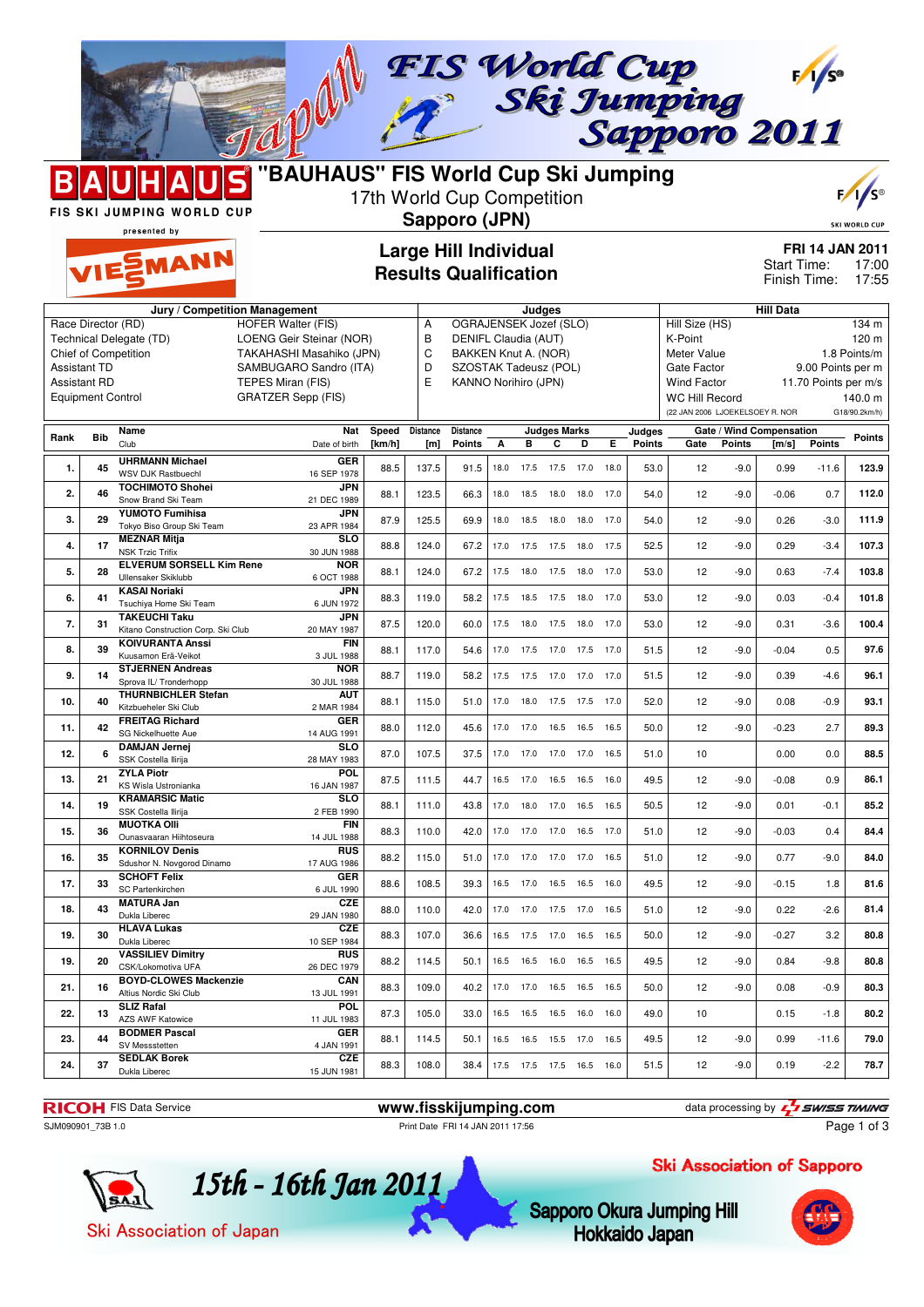# "BAUHAUS" FIS World Cup Ski Jumping

17th World Cup Competition

**Sapporo (JPN)**

FIS SKI JUMPING WORLD CUP presented by VIESSMANN

## Large Hill Individual
## Results Qualification

**FRI 14 JAN 2011**
Start Time: 17:00
Finish Time: 17:55

| Jury / Competition Management | | Judges | | Hill Data | |
|---|---|---|---|---|---|
| Race Director (RD) | HOFER Walter (FIS) | A | OGRAJENSEK Jozef (SLO) | Hill Size (HS) | 134 m |
| Technical Delegate (TD) | LOENG Geir Steinar (NOR) | B | DENIFL Claudia (AUT) | K-Point | 120 m |
| Chief of Competition | TAKAHASHI Masahiko (JPN) | C | BAKKEN Knut A. (NOR) | Meter Value | 1.8 Points/m |
| Assistant TD | SAMBUGARO Sandro (ITA) | D | SZOSTAK Tadeusz (POL) | Gate Factor | 9.00 Points per m |
| Assistant RD | TEPES Miran (FIS) | E | KANNO Norihiro (JPN) | Wind Factor | 11.70 Points per m/s |
| Equipment Control | GRATZER Sepp (FIS) | | | WC Hill Record | 140.0 m |
| | | | | (22 JAN 2006 LJOEKELSOEY R. NOR | G18/90.2km/h) |

| Rank | Bib | Name / Club | Nat / Date of birth | Speed [km/h] | Distance [m] | Distance Points | A | B | C | D | E | Judges Points | Gate | Gate Points | Wind [m/s] | Wind Points | Points |
|---|---|---|---|---|---|---|---|---|---|---|---|---|---|---|---|---|---|
| 1. | 45 | UHRMANN Michael / WSV DJK Rastbuechl | GER / 16 SEP 1978 | 88.5 | 137.5 | 91.5 | 18.0 | 17.5 | 17.5 | 17.0 | 18.0 | 53.0 | 12 | -9.0 | 0.99 | -11.6 | 123.9 |
| 2. | 46 | TOCHIMOTO Shohei / Snow Brand Ski Team | JPN / 21 DEC 1989 | 88.1 | 123.5 | 66.3 | 18.0 | 18.5 | 18.0 | 18.0 | 17.0 | 54.0 | 12 | -9.0 | -0.06 | 0.7 | 112.0 |
| 3. | 29 | YUMOTO Fumihisa / Tokyo Biso Group Ski Team | JPN / 23 APR 1984 | 87.9 | 125.5 | 69.9 | 18.0 | 18.5 | 18.0 | 18.0 | 17.0 | 54.0 | 12 | -9.0 | 0.26 | -3.0 | 111.9 |
| 4. | 17 | MEZNAR Mitja / NSK Trzic Trifix | SLO / 30 JUN 1988 | 88.8 | 124.0 | 67.2 | 17.0 | 17.5 | 17.5 | 18.0 | 17.5 | 52.5 | 12 | -9.0 | 0.29 | -3.4 | 107.3 |
| 5. | 28 | ELVERUM SORSELL Kim Rene / Ullensaker Skiklubb | NOR / 6 OCT 1988 | 88.1 | 124.0 | 67.2 | 17.5 | 18.0 | 17.5 | 18.0 | 17.0 | 53.0 | 12 | -9.0 | 0.63 | -7.4 | 103.8 |
| 6. | 41 | KASAI Noriaki / Tsuchiya Home Ski Team | JPN / 6 JUN 1972 | 88.3 | 119.0 | 58.2 | 17.5 | 18.5 | 17.5 | 18.0 | 17.0 | 53.0 | 12 | -9.0 | 0.03 | -0.4 | 101.8 |
| 7. | 31 | TAKEUCHI Taku / Kitano Construction Corp. Ski Club | JPN / 20 MAY 1987 | 87.5 | 120.0 | 60.0 | 17.5 | 18.0 | 17.5 | 18.0 | 17.0 | 53.0 | 12 | -9.0 | 0.31 | -3.6 | 100.4 |
| 8. | 39 | KOIVURANTA Anssi / Kuusamon Erä-Veikot | FIN / 3 JUL 1988 | 88.1 | 117.0 | 54.6 | 17.0 | 17.5 | 17.0 | 17.5 | 17.0 | 51.5 | 12 | -9.0 | -0.04 | 0.5 | 97.6 |
| 9. | 14 | STJERNEN Andreas / Sprova IL/ Tronderhopp | NOR / 30 JUL 1988 | 88.7 | 119.0 | 58.2 | 17.5 | 17.5 | 17.0 | 17.0 | 17.0 | 51.5 | 12 | -9.0 | 0.39 | -4.6 | 96.1 |
| 10. | 40 | THURNBICHLER Stefan / Kitzbueheler Ski Club | AUT / 2 MAR 1984 | 88.1 | 115.0 | 51.0 | 17.0 | 18.0 | 17.5 | 17.5 | 17.0 | 52.0 | 12 | -9.0 | 0.08 | -0.9 | 93.1 |
| 11. | 42 | FREITAG Richard / SG Nickelhuette Aue | GER / 14 AUG 1991 | 88.0 | 112.0 | 45.6 | 17.0 | 17.0 | 16.5 | 16.5 | 16.5 | 50.0 | 12 | -9.0 | -0.23 | 2.7 | 89.3 |
| 12. | 6 | DAMJAN Jernej / SSK Costella Ilirija | SLO / 28 MAY 1983 | 87.0 | 107.5 | 37.5 | 17.0 | 17.0 | 17.0 | 17.0 | 16.5 | 51.0 | 10 | | 0.00 | 0.0 | 88.5 |
| 13. | 21 | ZYLA Piotr / KS Wisla Ustronianka | POL / 16 JAN 1987 | 87.5 | 111.5 | 44.7 | 16.5 | 17.0 | 16.5 | 16.5 | 16.0 | 49.5 | 12 | -9.0 | -0.08 | 0.9 | 86.1 |
| 14. | 19 | KRAMARSIC Matic / SSK Costella Ilirija | SLO / 2 FEB 1990 | 88.1 | 111.0 | 43.8 | 17.0 | 18.0 | 17.0 | 16.5 | 16.5 | 50.5 | 12 | -9.0 | 0.01 | -0.1 | 85.2 |
| 15. | 36 | MUOTKA Olli / Ounasvaaran Hiihtoseura | FIN / 14 JUL 1988 | 88.3 | 110.0 | 42.0 | 17.0 | 17.0 | 17.0 | 16.5 | 17.0 | 51.0 | 12 | -9.0 | -0.03 | 0.4 | 84.4 |
| 16. | 35 | KORNILOV Denis / Sdushor N. Novgorod Dinamo | RUS / 17 AUG 1986 | 88.2 | 115.0 | 51.0 | 17.0 | 17.0 | 17.0 | 17.0 | 16.5 | 51.0 | 12 | -9.0 | 0.77 | -9.0 | 84.0 |
| 17. | 33 | SCHOFT Felix / SC Partenkirchen | GER / 6 JUL 1990 | 88.6 | 108.5 | 39.3 | 16.5 | 17.0 | 16.5 | 16.5 | 16.0 | 49.5 | 12 | -9.0 | -0.15 | 1.8 | 81.6 |
| 18. | 43 | MATURA Jan / Dukla Liberec | CZE / 29 JAN 1980 | 88.0 | 110.0 | 42.0 | 17.0 | 17.0 | 17.5 | 17.0 | 16.5 | 51.0 | 12 | -9.0 | 0.22 | -2.6 | 81.4 |
| 19. | 30 | HLAVA Lukas / Dukla Liberec | CZE / 10 SEP 1984 | 88.3 | 107.0 | 36.6 | 16.5 | 17.5 | 17.0 | 16.5 | 16.5 | 50.0 | 12 | -9.0 | -0.27 | 3.2 | 80.8 |
| 19. | 20 | VASSILIEV Dimitry / CSK/Lokomotiva UFA | RUS / 26 DEC 1979 | 88.2 | 114.5 | 50.1 | 16.5 | 16.5 | 16.0 | 16.5 | 16.5 | 49.5 | 12 | -9.0 | 0.84 | -9.8 | 80.8 |
| 21. | 16 | BOYD-CLOWES Mackenzie / Altius Nordic Ski Club | CAN / 13 JUL 1991 | 88.3 | 109.0 | 40.2 | 17.0 | 17.0 | 16.5 | 16.5 | 16.5 | 50.0 | 12 | -9.0 | 0.08 | -0.9 | 80.3 |
| 22. | 13 | SLIZ Rafal / AZS AWF Katowice | POL / 11 JUL 1983 | 87.3 | 105.0 | 33.0 | 16.5 | 16.5 | 16.5 | 16.0 | 16.0 | 49.0 | 10 | | 0.15 | -1.8 | 80.2 |
| 23. | 44 | BODMER Pascal / SV Messstetten | GER / 4 JAN 1991 | 88.1 | 114.5 | 50.1 | 16.5 | 16.5 | 15.5 | 17.0 | 16.5 | 49.5 | 12 | -9.0 | 0.99 | -11.6 | 79.0 |
| 24. | 37 | SEDLAK Borek / Dukla Liberec | CZE / 15 JUN 1981 | 88.3 | 108.0 | 38.4 | 17.5 | 17.5 | 17.5 | 16.5 | 16.0 | 51.5 | 12 | -9.0 | 0.19 | -2.2 | 78.7 |

RICOH FIS Data Service | www.fisskijumping.com | data processing by SWISS TIMING

SJM090901_73B 1.0 | Print Date FRI 14 JAN 2011 17:56

15th - 16th Jan 2011 — Ski Association of Japan — Ski Association of Sapporo — Sapporo Okura Jumping Hill Hokkaido Japan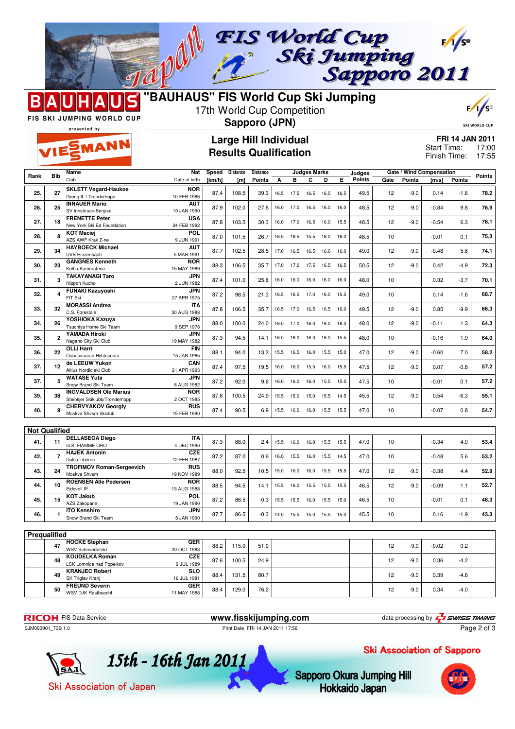# "BAUHAUS" FIS World Cup Ski Jumping

17th World Cup Competition

**Sapporo (JPN)**

## Large Hill Individual
## Results Qualification

**FRI 14 JAN 2011**
Start Time: 17:00
Finish Time: 17:55

| Rank | Bib | Name / Club | Nat / Date of birth | Speed [km/h] | Distance [m] | Distance Points | A | B | C | D | E | Judges Points | Gate | Gate Points | Wind [m/s] | Wind Points | Points |
|---|---|---|---|---|---|---|---|---|---|---|---|---|---|---|---|---|---|
| 25. | 27 | **SKLETT Vegard-Haukoe** Grong IL / Tronderhopp | NOR 10 FEB 1986 | 87.4 | 108.5 | 39.3 | 16.5 | 17.5 | 16.5 | 16.5 | 16.5 | 49.5 | 12 | -9.0 | 0.14 | -1.6 | 78.2 |
| 26. | 25 | **INNAUER Mario** SV Innsbruck-Bergisel | AUT 10 JAN 1990 | 87.9 | 102.0 | 27.6 | 16.0 | 17.0 | 16.5 | 16.0 | 16.0 | 48.5 | 12 | -9.0 | -0.84 | 9.8 | 76.9 |
| 27. | 18 | **FRENETTE Peter** New York Ski Ed Foundation | USA 24 FEB 1992 | 87.8 | 103.5 | 30.3 | 16.0 | 17.0 | 16.5 | 16.0 | 15.5 | 48.5 | 12 | -9.0 | -0.54 | 6.3 | 76.1 |
| 28. | 8 | **KOT Maciej** AZS AWF Krak Z-ne | POL 9 JUN 1991 | 87.0 | 101.5 | 26.7 | 16.5 | 16.5 | 15.5 | 16.0 | 16.0 | 48.5 | 10 | | -0.01 | 0.1 | 75.3 |
| 29. | 34 | **HAYBOECK Michael** UVB Hinzenbach | AUT 5 MAR 1991 | 87.7 | 102.5 | 28.5 | 17.0 | 16.5 | 16.5 | 16.0 | 16.0 | 49.0 | 12 | -9.0 | -0.48 | 5.6 | 74.1 |
| 30. | 23 | **GANGNES Kenneth** Kolbu Kameratene | NOR 15 MAY 1989 | 88.3 | 106.5 | 35.7 | 17.0 | 17.0 | 17.5 | 16.5 | 16.5 | 50.5 | 12 | -9.0 | 0.42 | -4.9 | 72.3 |
| 31. | 3 | **TAKAYANAGI Taro** Nippon Kucho | JPN 2 JUN 1982 | 87.4 | 101.0 | 25.8 | 16.0 | 16.0 | 16.0 | 16.0 | 16.0 | 48.0 | 10 | | 0.32 | -3.7 | 70.1 |
| 32. | 4 | **FUNAKI Kazuyoshi** FIT Ski | JPN 27 APR 1975 | 87.2 | 98.5 | 21.3 | 16.5 | 16.5 | 17.0 | 16.0 | 15.5 | 49.0 | 10 | | 0.14 | -1.6 | 68.7 |
| 33. | 32 | **MORASSI Andrea** C.S. Forestale | ITA 30 AUG 1988 | 87.8 | 106.5 | 35.7 | 16.5 | 17.0 | 16.5 | 16.5 | 16.0 | 49.5 | 12 | -9.0 | 0.85 | -9.9 | 66.3 |
| 34. | 26 | **YOSHIOKA Kazuya** Tsuchiya Home Ski Team | JPN 9 SEP 1978 | 88.0 | 100.0 | 24.0 | 16.0 | 17.0 | 16.0 | 16.0 | 16.0 | 48.0 | 12 | -9.0 | -0.11 | 1.3 | 64.3 |
| 35. | 2 | **YAMADA Hiroki** Nagano City Ski Club | JPN 19 MAY 1982 | 87.3 | 94.5 | 14.1 | 16.0 | 16.0 | 16.0 | 16.0 | 15.5 | 48.0 | 10 | | -0.16 | 1.9 | 64.0 |
| 36. | 22 | **OLLI Harri** Ounasvaaran Hiihtoseura | FIN 15 JAN 1985 | 88.1 | 94.0 | 13.2 | 15.5 | 16.5 | 16.0 | 15.5 | 15.0 | 47.0 | 12 | -9.0 | -0.60 | 7.0 | 58.2 |
| 37. | 12 | **de LEEUW Yukon** Altius Nordic ski Club | CAN 21 APR 1993 | 87.4 | 97.5 | 19.5 | 16.0 | 16.0 | 15.5 | 16.0 | 15.5 | 47.5 | 12 | -9.0 | 0.07 | -0.8 | 57.2 |
| 37. | 5 | **WATASE Yuta** Snow Brand Ski Team | JPN 8 AUG 1982 | 87.2 | 92.0 | 9.6 | 16.0 | 16.0 | 16.0 | 15.5 | 15.0 | 47.5 | 10 | | -0.01 | 0.1 | 57.2 |
| 39. | 38 | **INGVALDSEN Ole Marius** Steinkjer Skiklubb/Tronderhopp | NOR 2 OCT 1985 | 87.8 | 100.5 | 24.9 | 15.5 | 15.0 | 15.0 | 15.5 | 14.5 | 45.5 | 12 | -9.0 | 0.54 | -6.3 | 55.1 |
| 40. | 9 | **CHERVYAKOV Georgiy** Moskva Shvsm Skiclub | RUS 15 FEB 1990 | 87.4 | 90.5 | 6.9 | 15.5 | 16.0 | 16.0 | 15.5 | 15.5 | 47.0 | 10 | | -0.07 | 0.8 | 54.7 |
| **Not Qualified** | | | | | | | | | | | | | | | | | |
| 41. | 11 | **DELLASEGA Diego** G.S. FIAMME ORO | ITA 4 DEC 1990 | 87.3 | 88.0 | 2.4 | 15.5 | 16.0 | 16.0 | 15.5 | 15.5 | 47.0 | 10 | | -0.34 | 4.0 | 53.4 |
| 42. | 7 | **HAJEK Antonin** Dukla Liberec | CZE 12 FEB 1987 | 87.2 | 87.0 | 0.6 | 16.0 | 15.5 | 16.0 | 15.5 | 14.5 | 47.0 | 10 | | -0.48 | 5.6 | 53.2 |
| 43. | 24 | **TROFIMOV Roman-Sergeevich** Moskva Shvsm | RUS 19 NOV 1989 | 88.0 | 92.5 | 10.5 | 15.0 | 16.0 | 16.0 | 15.5 | 15.5 | 47.0 | 12 | -9.0 | -0.38 | 4.4 | 52.9 |
| 44. | 10 | **ROENSEN Atle Pedersen** Eidsvoll IF | NOR 13 AUG 1988 | 88.5 | 94.5 | 14.1 | 15.5 | 16.0 | 15.5 | 15.5 | 15.5 | 46.5 | 12 | -9.0 | -0.09 | 1.1 | 52.7 |
| 45. | 15 | **KOT Jakub** AZS Zakopane | POL 19 JAN 1990 | 87.2 | 86.5 | -0.3 | 15.5 | 15.5 | 16.0 | 15.5 | 15.0 | 46.5 | 10 | | -0.01 | 0.1 | 46.3 |
| 46. | 1 | **ITO Kenshiro** Snow Brand Ski Team | JPN 8 JAN 1990 | 87.7 | 86.5 | -0.3 | 14.0 | 15.5 | 15.0 | 15.5 | 15.0 | 45.5 | 10 | | 0.16 | -1.9 | 43.3 |
| **Prequalified** | | | | | | | | | | | | | | | | | |
| | 47 | **HOCKE Stephan** WSV Schmiedefeld | GER 20 OCT 1983 | 88.2 | 115.0 | 51.0 | | | | | | | 12 | -9.0 | -0.02 | 0.2 | |
| | 48 | **KOUDELKA Roman** LSK Lomnice nad Popelkov | CZE 9 JUL 1989 | 87.6 | 100.5 | 24.9 | | | | | | | 12 | -9.0 | 0.36 | -4.2 | |
| | 49 | **KRANJEC Robert** SK Triglav Kranj | SLO 16 JUL 1981 | 88.4 | 131.5 | 80.7 | | | | | | | 12 | -9.0 | 0.39 | -4.6 | |
| | 50 | **FREUND Severin** WSV DJK Rastbuechl | GER 11 MAY 1988 | 88.4 | 129.0 | 76.2 | | | | | | | 12 | -9.0 | 0.34 | -4.0 | |

RICOH FIS Data Service — www.fisskijumping.com — data processing by SWISS TIMING

SJM090901_73B 1.0 — Print Date FRI 14 JAN 2011 17:56

15th - 16th Jan 2011 — Ski Association of Japan — Ski Association of Sapporo — Sapporo Okura Jumping Hill Hokkaido Japan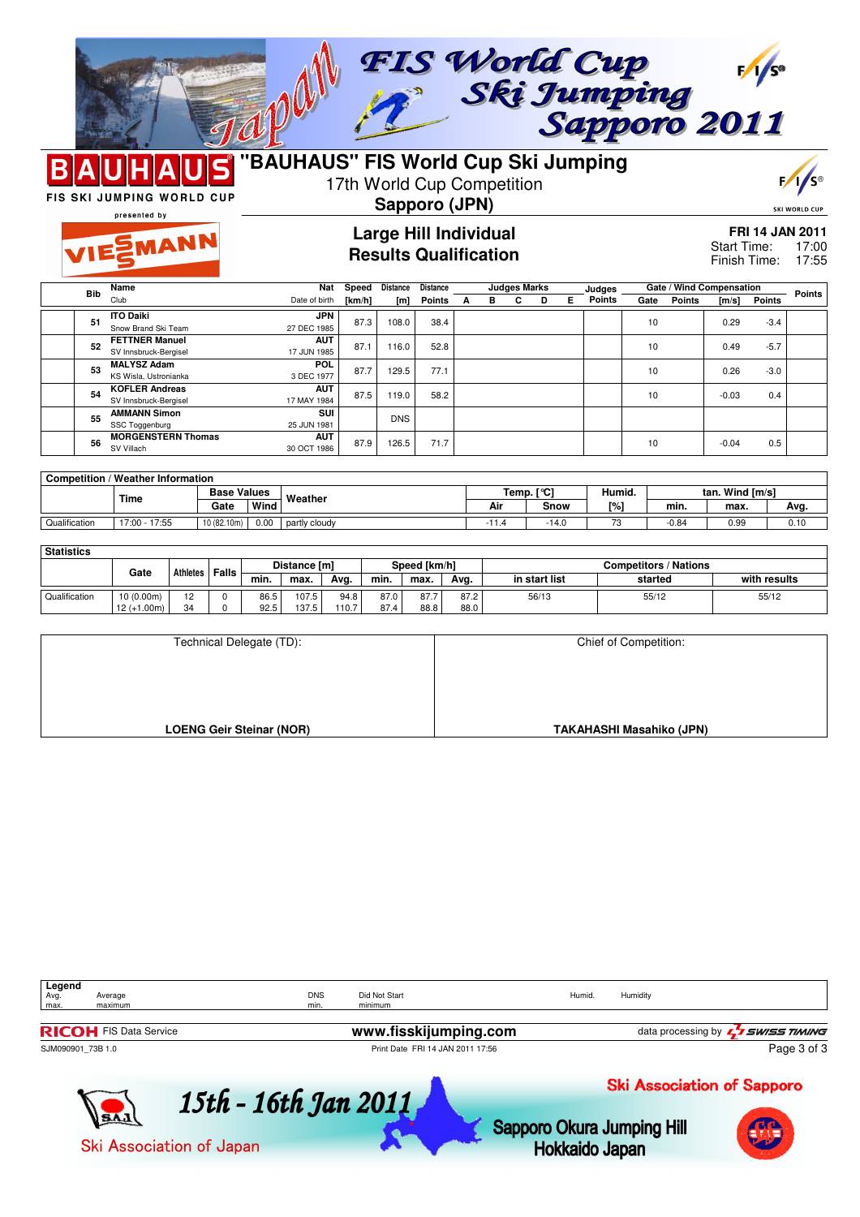# FIS World Cup Ski Jumping Sapporo 2011

## "BAUHAUS" FIS World Cup Ski Jumping

17th World Cup Competition

**Sapporo (JPN)**

BAUHAUS FIS SKI JUMPING WORLD CUP presented by VIESSMANN

### Large Hill Individual
### Results Qualification

**FRI 14 JAN 2011**
Start Time: 17:00
Finish Time: 17:55

| Bib | Name / Club | Nat / Date of birth | Speed [km/h] | Distance [m] | Distance Points | A | B | C | D | E | Judges Points | Gate | Gate Points | Wind [m/s] | Wind Points | Points |
|---|---|---|---|---|---|---|---|---|---|---|---|---|---|---|---|---|
| 51 | ITO Daiki / Snow Brand Ski Team | JPN / 27 DEC 1985 | 87.3 | 108.0 | 38.4 | | | | | | | 10 | | 0.29 | -3.4 | |
| 52 | FETTNER Manuel / SV Innsbruck-Bergisel | AUT / 17 JUN 1985 | 87.1 | 116.0 | 52.8 | | | | | | | 10 | | 0.49 | -5.7 | |
| 53 | MALYSZ Adam / KS Wisla, Ustronianka | POL / 3 DEC 1977 | 87.7 | 129.5 | 77.1 | | | | | | | 10 | | 0.26 | -3.0 | |
| 54 | KOFLER Andreas / SV Innsbruck-Bergisel | AUT / 17 MAY 1984 | 87.5 | 119.0 | 58.2 | | | | | | | 10 | | -0.03 | 0.4 | |
| 55 | AMMANN Simon / SSC Toggenburg | SUI / 25 JUN 1981 | | DNS | | | | | | | | | | | | |
| 56 | MORGENSTERN Thomas / SV Villach | AUT / 30 OCT 1986 | 87.9 | 126.5 | 71.7 | | | | | | | 10 | | -0.04 | 0.5 | |

### Competition / Weather Information

| | Time | Base Values Gate | Base Values Wind | Weather | Temp. [°C] Air | Temp. [°C] Snow | Humid. [%] | tan. Wind [m/s] min. | max. | Avg. |
|---|---|---|---|---|---|---|---|---|---|---|
| Qualification | 17:00 - 17:55 | 10 (82.10m) | 0.00 | partly cloudy | -11.4 | -14.0 | 73 | -0.84 | 0.99 | 0.10 |

### Statistics

| | Gate | Athletes | Falls | Distance [m] min. | max. | Avg. | Speed [km/h] min. | max. | Avg. | Competitors / Nations in start list | started | with results |
|---|---|---|---|---|---|---|---|---|---|---|---|---|
| Qualification | 10 (0.00m) | 12 | 0 | 86.5 | 107.5 | 94.8 | 87.0 | 87.7 | 87.2 | 56/13 | 55/12 | 55/12 |
| | 12 (+1.00m) | 34 | 0 | 92.5 | 137.5 | 110.7 | 87.4 | 88.8 | 88.0 | | | |

| Technical Delegate (TD): | Chief of Competition: |
|---|---|
| **LOENG Geir Steinar (NOR)** | **TAKAHASHI Masahiko (JPN)** |

**Legend**
Avg. Average; max. maximum; DNS Did Not Start; min. minimum; Humid. Humidity

RICOH FIS Data Service — www.fisskijumping.com — data processing by SWISS TIMING

SJM090901_73B 1.0 — Print Date FRI 14 JAN 2011 17:56

15th - 16th Jan 2011 — Ski Association of Japan — Ski Association of Sapporo — Sapporo Okura Jumping Hill Hokkaido Japan